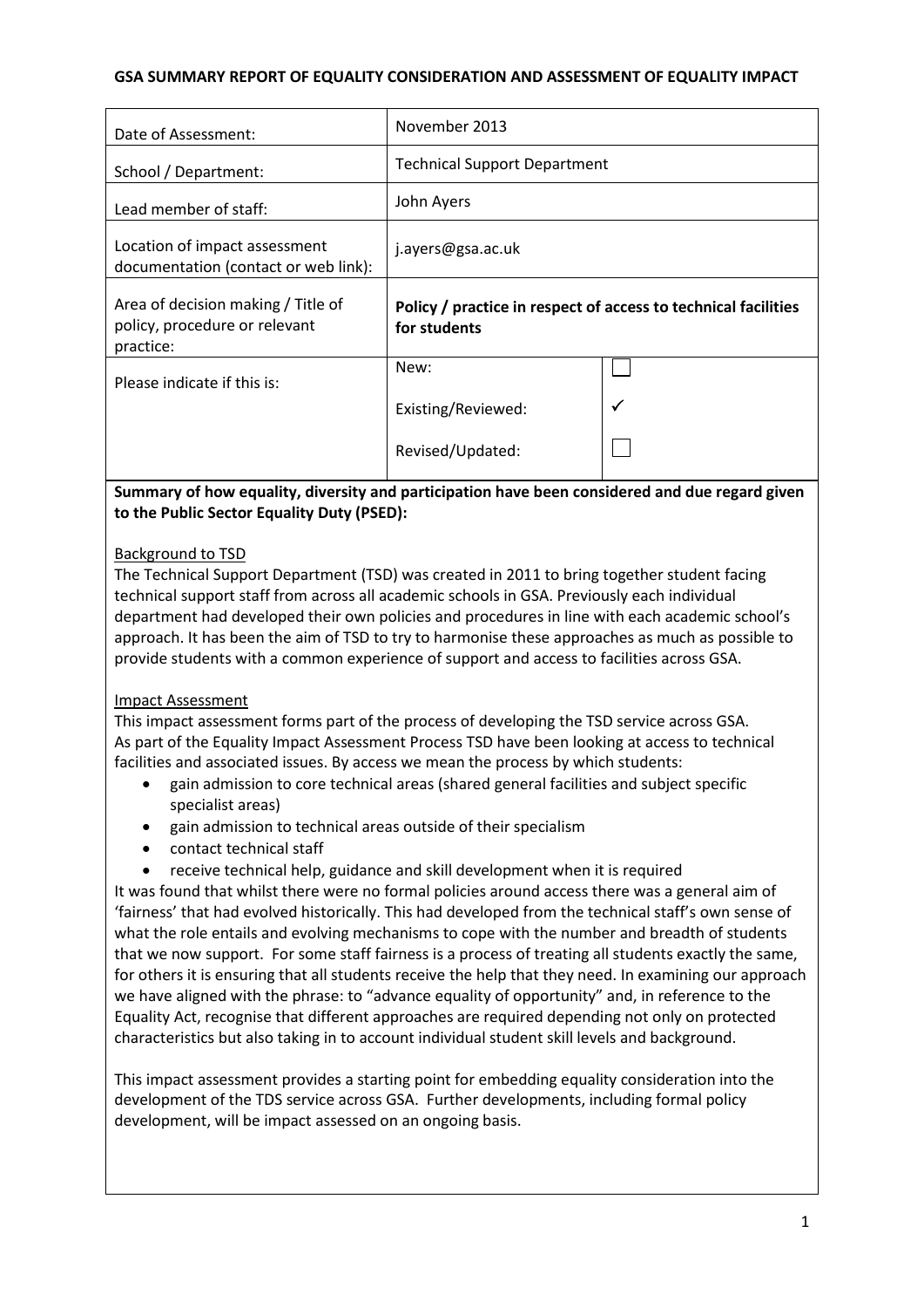**GSA SUMMARY REPORT OF EQUALITY CONSIDERATION AND ASSESSMENT OF EQUALITY IMPACT**

| | | |
|---|---|---|
| Date of Assessment: | November 2013 | |
| School / Department: | Technical Support Department | |
| Lead member of staff: | John Ayers | |
| Location of impact assessment documentation (contact or web link): | j.ayers@gsa.ac.uk | |
| Area of decision making / Title of policy, procedure or relevant practice: | **Policy / practice in respect of access to technical facilities for students** | |
| Please indicate if this is: | New: | ☐ |
| | Existing/Reviewed: | ✓ |
| | Revised/Updated: | ☐ |

**Summary of how equality, diversity and participation have been considered and due regard given to the Public Sector Equality Duty (PSED):**

Background to TSD

The Technical Support Department (TSD) was created in 2011 to bring together student facing technical support staff from across all academic schools in GSA. Previously each individual department had developed their own policies and procedures in line with each academic school's approach. It has been the aim of TSD to try to harmonise these approaches as much as possible to provide students with a common experience of support and access to facilities across GSA.

Impact Assessment

This impact assessment forms part of the process of developing the TSD service across GSA. As part of the Equality Impact Assessment Process TSD have been looking at access to technical facilities and associated issues. By access we mean the process by which students:

- gain admission to core technical areas (shared general facilities and subject specific specialist areas)
- gain admission to technical areas outside of their specialism
- contact technical staff
- receive technical help, guidance and skill development when it is required

It was found that whilst there were no formal policies around access there was a general aim of 'fairness' that had evolved historically. This had developed from the technical staff's own sense of what the role entails and evolving mechanisms to cope with the number and breadth of students that we now support. For some staff fairness is a process of treating all students exactly the same, for others it is ensuring that all students receive the help that they need. In examining our approach we have aligned with the phrase: to "advance equality of opportunity" and, in reference to the Equality Act, recognise that different approaches are required depending not only on protected characteristics but also taking in to account individual student skill levels and background.

This impact assessment provides a starting point for embedding equality consideration into the development of the TDS service across GSA. Further developments, including formal policy development, will be impact assessed on an ongoing basis.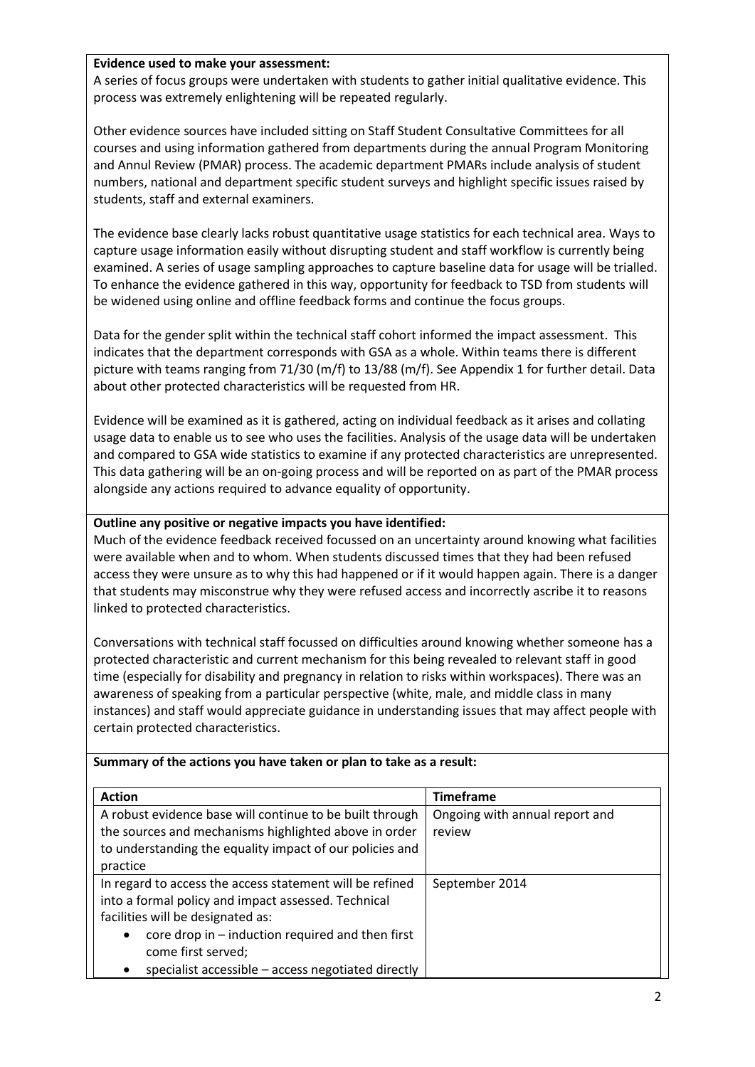**Evidence used to make your assessment:**

A series of focus groups were undertaken with students to gather initial qualitative evidence. This process was extremely enlightening will be repeated regularly.

Other evidence sources have included sitting on Staff Student Consultative Committees for all courses and using information gathered from departments during the annual Program Monitoring and Annul Review (PMAR) process. The academic department PMARs include analysis of student numbers, national and department specific student surveys and highlight specific issues raised by students, staff and external examiners.

The evidence base clearly lacks robust quantitative usage statistics for each technical area. Ways to capture usage information easily without disrupting student and staff workflow is currently being examined. A series of usage sampling approaches to capture baseline data for usage will be trialled. To enhance the evidence gathered in this way, opportunity for feedback to TSD from students will be widened using online and offline feedback forms and continue the focus groups.

Data for the gender split within the technical staff cohort informed the impact assessment. This indicates that the department corresponds with GSA as a whole. Within teams there is different picture with teams ranging from 71/30 (m/f) to 13/88 (m/f). See Appendix 1 for further detail. Data about other protected characteristics will be requested from HR.

Evidence will be examined as it is gathered, acting on individual feedback as it arises and collating usage data to enable us to see who uses the facilities. Analysis of the usage data will be undertaken and compared to GSA wide statistics to examine if any protected characteristics are unrepresented. This data gathering will be an on-going process and will be reported on as part of the PMAR process alongside any actions required to advance equality of opportunity.

**Outline any positive or negative impacts you have identified:**

Much of the evidence feedback received focussed on an uncertainty around knowing what facilities were available when and to whom. When students discussed times that they had been refused access they were unsure as to why this had happened or if it would happen again. There is a danger that students may misconstrue why they were refused access and incorrectly ascribe it to reasons linked to protected characteristics.

Conversations with technical staff focussed on difficulties around knowing whether someone has a protected characteristic and current mechanism for this being revealed to relevant staff in good time (especially for disability and pregnancy in relation to risks within workspaces). There was an awareness of speaking from a particular perspective (white, male, and middle class in many instances) and staff would appreciate guidance in understanding issues that may affect people with certain protected characteristics.

**Summary of the actions you have taken or plan to take as a result:**

| Action | Timeframe |
|---|---|
| A robust evidence base will continue to be built through the sources and mechanisms highlighted above in order to understanding the equality impact of our policies and practice | Ongoing with annual report and review |
| In regard to access the access statement will be refined into a formal policy and impact assessed. Technical facilities will be designated as:<br>• core drop in – induction required and then first come first served;<br>• specialist accessible – access negotiated directly | September 2014 |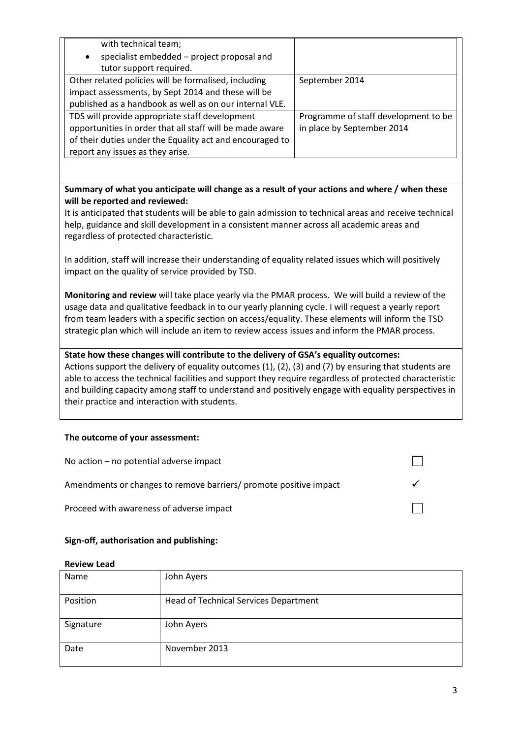| | |
|---|---|
| with technical team;<br>• specialist embedded – project proposal and tutor support required. | |
| Other related policies will be formalised, including impact assessments, by Sept 2014 and these will be published as a handbook as well as on our internal VLE. | September 2014 |
| TDS will provide appropriate staff development opportunities in order that all staff will be made aware of their duties under the Equality act and encouraged to report any issues as they arise. | Programme of staff development to be in place by September 2014 |

**Summary of what you anticipate will change as a result of your actions and where / when these will be reported and reviewed:**

It is anticipated that students will be able to gain admission to technical areas and receive technical help, guidance and skill development in a consistent manner across all academic areas and regardless of protected characteristic.

In addition, staff will increase their understanding of equality related issues which will positively impact on the quality of service provided by TSD.

**Monitoring and review** will take place yearly via the PMAR process. We will build a review of the usage data and qualitative feedback in to our yearly planning cycle. I will request a yearly report from team leaders with a specific section on access/equality. These elements will inform the TSD strategic plan which will include an item to review access issues and inform the PMAR process.

**State how these changes will contribute to the delivery of GSA's equality outcomes:**

Actions support the delivery of equality outcomes (1), (2), (3) and (7) by ensuring that students are able to access the technical facilities and support they require regardless of protected characteristic and building capacity among staff to understand and positively engage with equality perspectives in their practice and interaction with students.

**The outcome of your assessment:**

| | |
|---|---|
| No action – no potential adverse impact | ☐ |
| Amendments or changes to remove barriers/ promote positive impact | ✓ |
| Proceed with awareness of adverse impact | ☐ |

**Sign-off, authorisation and publishing:**

**Review Lead**

| | |
|---|---|
| Name | John Ayers |
| Position | Head of Technical Services Department |
| Signature | John Ayers |
| Date | November 2013 |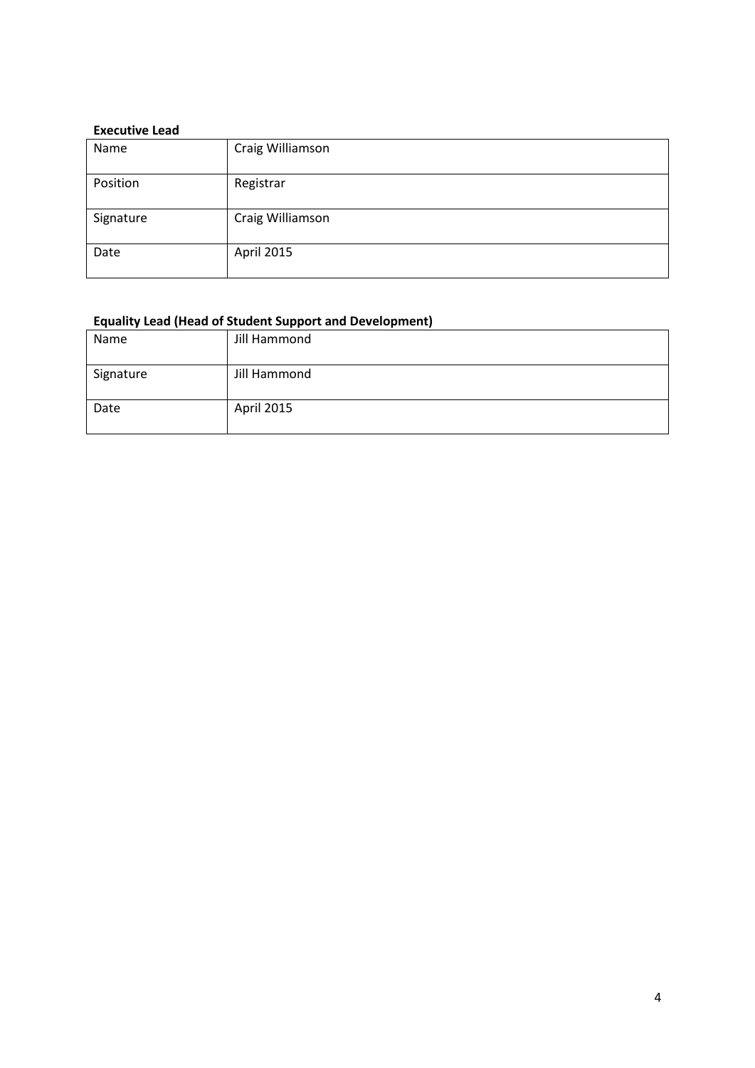**Executive Lead**

| | |
|---|---|
| Name | Craig Williamson |
| Position | Registrar |
| Signature | Craig Williamson |
| Date | April 2015 |

**Equality Lead (Head of Student Support and Development)**

| | |
|---|---|
| Name | Jill Hammond |
| Signature | Jill Hammond |
| Date | April 2015 |